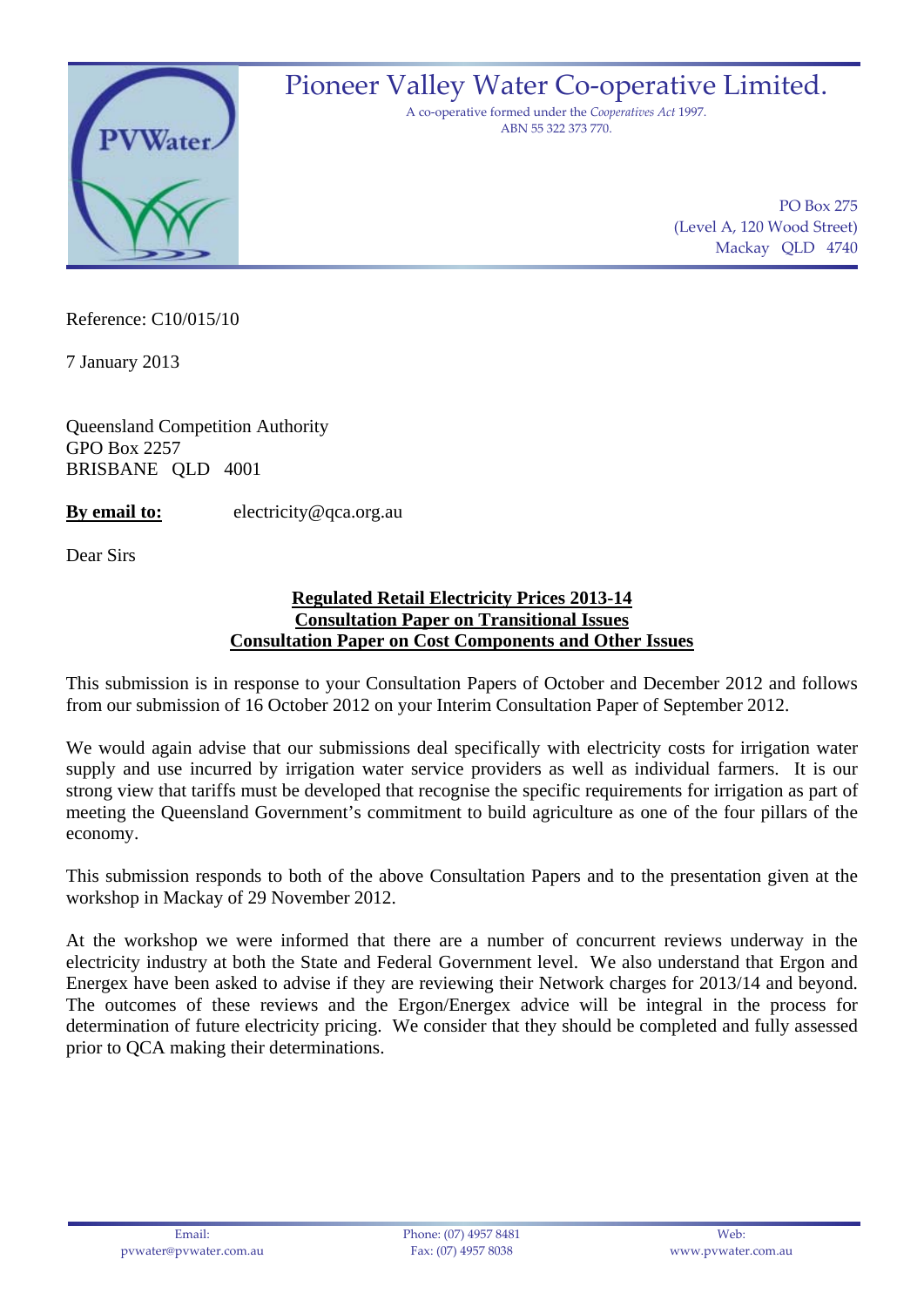# Pioneer Valley Water Co-operative Limited.

A co-operative formed under the *Cooperatives Act* 1997.
ABN 55 322 373 770.

PO Box 275
(Level A, 120 Wood Street)
Mackay QLD 4740

Reference: C10/015/10

7 January 2013

Queensland Competition Authority
GPO Box 2257
BRISBANE QLD 4001

**By email to:** electricity@qca.org.au

Dear Sirs

**Regulated Retail Electricity Prices 2013-14**
**Consultation Paper on Transitional Issues**
**Consultation Paper on Cost Components and Other Issues**

This submission is in response to your Consultation Papers of October and December 2012 and follows from our submission of 16 October 2012 on your Interim Consultation Paper of September 2012.

We would again advise that our submissions deal specifically with electricity costs for irrigation water supply and use incurred by irrigation water service providers as well as individual farmers. It is our strong view that tariffs must be developed that recognise the specific requirements for irrigation as part of meeting the Queensland Government's commitment to build agriculture as one of the four pillars of the economy.

This submission responds to both of the above Consultation Papers and to the presentation given at the workshop in Mackay of 29 November 2012.

At the workshop we were informed that there are a number of concurrent reviews underway in the electricity industry at both the State and Federal Government level. We also understand that Ergon and Energex have been asked to advise if they are reviewing their Network charges for 2013/14 and beyond. The outcomes of these reviews and the Ergon/Energex advice will be integral in the process for determination of future electricity pricing. We consider that they should be completed and fully assessed prior to QCA making their determinations.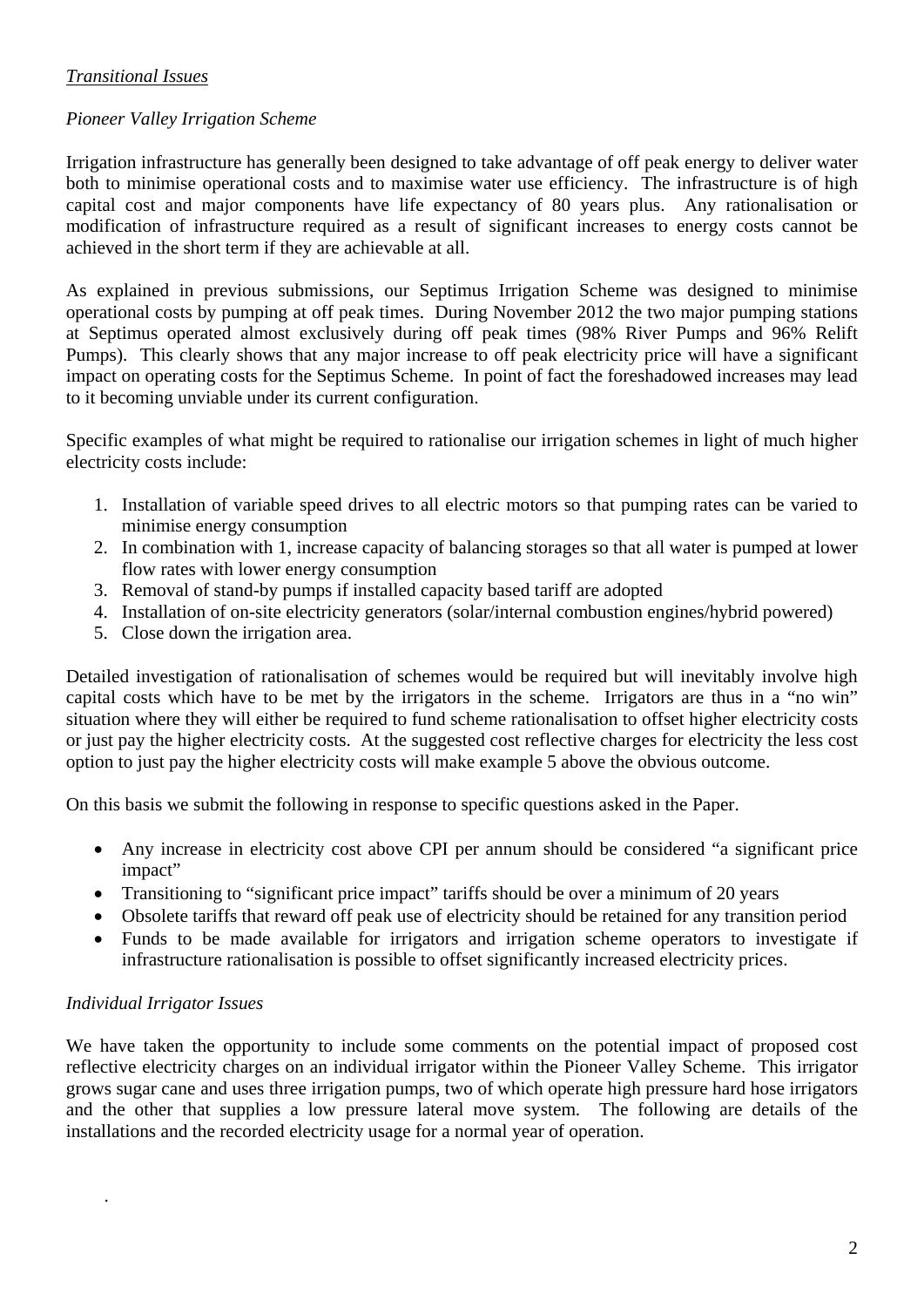*Transitional Issues*

*Pioneer Valley Irrigation Scheme*

Irrigation infrastructure has generally been designed to take advantage of off peak energy to deliver water both to minimise operational costs and to maximise water use efficiency. The infrastructure is of high capital cost and major components have life expectancy of 80 years plus. Any rationalisation or modification of infrastructure required as a result of significant increases to energy costs cannot be achieved in the short term if they are achievable at all.

As explained in previous submissions, our Septimus Irrigation Scheme was designed to minimise operational costs by pumping at off peak times. During November 2012 the two major pumping stations at Septimus operated almost exclusively during off peak times (98% River Pumps and 96% Relift Pumps). This clearly shows that any major increase to off peak electricity price will have a significant impact on operating costs for the Septimus Scheme. In point of fact the foreshadowed increases may lead to it becoming unviable under its current configuration.

Specific examples of what might be required to rationalise our irrigation schemes in light of much higher electricity costs include:

1. Installation of variable speed drives to all electric motors so that pumping rates can be varied to minimise energy consumption
2. In combination with 1, increase capacity of balancing storages so that all water is pumped at lower flow rates with lower energy consumption
3. Removal of stand-by pumps if installed capacity based tariff are adopted
4. Installation of on-site electricity generators (solar/internal combustion engines/hybrid powered)
5. Close down the irrigation area.

Detailed investigation of rationalisation of schemes would be required but will inevitably involve high capital costs which have to be met by the irrigators in the scheme. Irrigators are thus in a "no win" situation where they will either be required to fund scheme rationalisation to offset higher electricity costs or just pay the higher electricity costs. At the suggested cost reflective charges for electricity the less cost option to just pay the higher electricity costs will make example 5 above the obvious outcome.

On this basis we submit the following in response to specific questions asked in the Paper.

- Any increase in electricity cost above CPI per annum should be considered "a significant price impact"
- Transitioning to "significant price impact" tariffs should be over a minimum of 20 years
- Obsolete tariffs that reward off peak use of electricity should be retained for any transition period
- Funds to be made available for irrigators and irrigation scheme operators to investigate if infrastructure rationalisation is possible to offset significantly increased electricity prices.

*Individual Irrigator Issues*

We have taken the opportunity to include some comments on the potential impact of proposed cost reflective electricity charges on an individual irrigator within the Pioneer Valley Scheme. This irrigator grows sugar cane and uses three irrigation pumps, two of which operate high pressure hard hose irrigators and the other that supplies a low pressure lateral move system. The following are details of the installations and the recorded electricity usage for a normal year of operation.

.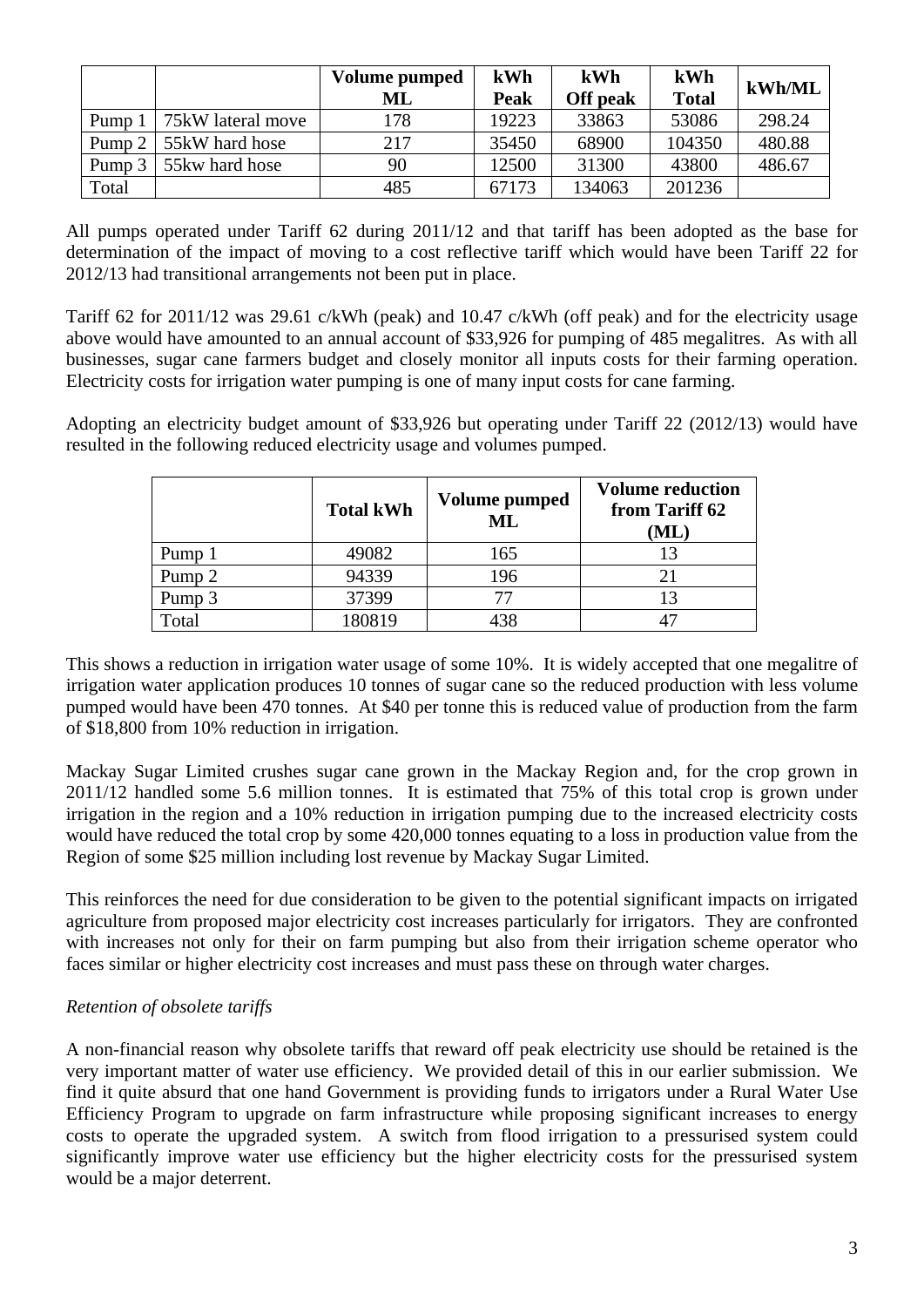| | | Volume pumped ML | kWh Peak | kWh Off peak | kWh Total | kWh/ML |
|---|---|---|---|---|---|---|
| Pump 1 | 75kW lateral move | 178 | 19223 | 33863 | 53086 | 298.24 |
| Pump 2 | 55kW hard hose | 217 | 35450 | 68900 | 104350 | 480.88 |
| Pump 3 | 55kw hard hose | 90 | 12500 | 31300 | 43800 | 486.67 |
| Total | | 485 | 67173 | 134063 | 201236 | |

All pumps operated under Tariff 62 during 2011/12 and that tariff has been adopted as the base for determination of the impact of moving to a cost reflective tariff which would have been Tariff 22 for 2012/13 had transitional arrangements not been put in place.

Tariff 62 for 2011/12 was 29.61 c/kWh (peak) and 10.47 c/kWh (off peak) and for the electricity usage above would have amounted to an annual account of $33,926 for pumping of 485 megalitres. As with all businesses, sugar cane farmers budget and closely monitor all inputs costs for their farming operation. Electricity costs for irrigation water pumping is one of many input costs for cane farming.

Adopting an electricity budget amount of $33,926 but operating under Tariff 22 (2012/13) would have resulted in the following reduced electricity usage and volumes pumped.

| | Total kWh | Volume pumped ML | Volume reduction from Tariff 62 (ML) |
|---|---|---|---|
| Pump 1 | 49082 | 165 | 13 |
| Pump 2 | 94339 | 196 | 21 |
| Pump 3 | 37399 | 77 | 13 |
| Total | 180819 | 438 | 47 |

This shows a reduction in irrigation water usage of some 10%. It is widely accepted that one megalitre of irrigation water application produces 10 tonnes of sugar cane so the reduced production with less volume pumped would have been 470 tonnes. At $40 per tonne this is reduced value of production from the farm of $18,800 from 10% reduction in irrigation.

Mackay Sugar Limited crushes sugar cane grown in the Mackay Region and, for the crop grown in 2011/12 handled some 5.6 million tonnes. It is estimated that 75% of this total crop is grown under irrigation in the region and a 10% reduction in irrigation pumping due to the increased electricity costs would have reduced the total crop by some 420,000 tonnes equating to a loss in production value from the Region of some $25 million including lost revenue by Mackay Sugar Limited.

This reinforces the need for due consideration to be given to the potential significant impacts on irrigated agriculture from proposed major electricity cost increases particularly for irrigators. They are confronted with increases not only for their on farm pumping but also from their irrigation scheme operator who faces similar or higher electricity cost increases and must pass these on through water charges.

*Retention of obsolete tariffs*

A non-financial reason why obsolete tariffs that reward off peak electricity use should be retained is the very important matter of water use efficiency. We provided detail of this in our earlier submission. We find it quite absurd that one hand Government is providing funds to irrigators under a Rural Water Use Efficiency Program to upgrade on farm infrastructure while proposing significant increases to energy costs to operate the upgraded system. A switch from flood irrigation to a pressurised system could significantly improve water use efficiency but the higher electricity costs for the pressurised system would be a major deterrent.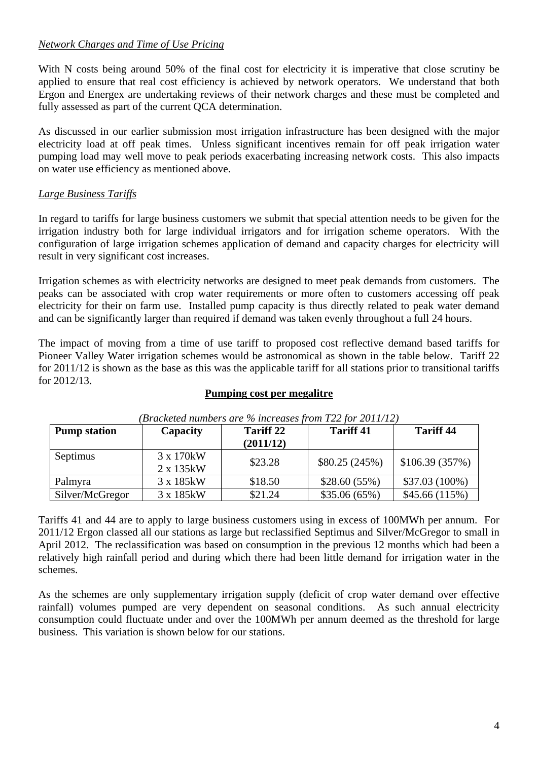*Network Charges and Time of Use Pricing*

With N costs being around 50% of the final cost for electricity it is imperative that close scrutiny be applied to ensure that real cost efficiency is achieved by network operators. We understand that both Ergon and Energex are undertaking reviews of their network charges and these must be completed and fully assessed as part of the current QCA determination.

As discussed in our earlier submission most irrigation infrastructure has been designed with the major electricity load at off peak times. Unless significant incentives remain for off peak irrigation water pumping load may well move to peak periods exacerbating increasing network costs. This also impacts on water use efficiency as mentioned above.

*Large Business Tariffs*

In regard to tariffs for large business customers we submit that special attention needs to be given for the irrigation industry both for large individual irrigators and for irrigation scheme operators. With the configuration of large irrigation schemes application of demand and capacity charges for electricity will result in very significant cost increases.

Irrigation schemes as with electricity networks are designed to meet peak demands from customers. The peaks can be associated with crop water requirements or more often to customers accessing off peak electricity for their on farm use. Installed pump capacity is thus directly related to peak water demand and can be significantly larger than required if demand was taken evenly throughout a full 24 hours.

The impact of moving from a time of use tariff to proposed cost reflective demand based tariffs for Pioneer Valley Water irrigation schemes would be astronomical as shown in the table below. Tariff 22 for 2011/12 is shown as the base as this was the applicable tariff for all stations prior to transitional tariffs for 2012/13.

**Pumping cost per megalitre**

*(Bracketed numbers are % increases from T22 for 2011/12)*

| Pump station | Capacity | Tariff 22 (2011/12) | Tariff 41 | Tariff 44 |
|---|---|---|---|---|
| Septimus | 3 x 170kW 2 x 135kW | $23.28 | $80.25 (245%) | $106.39 (357%) |
| Palmyra | 3 x 185kW | $18.50 | $28.60 (55%) | $37.03 (100%) |
| Silver/McGregor | 3 x 185kW | $21.24 | $35.06 (65%) | $45.66 (115%) |

Tariffs 41 and 44 are to apply to large business customers using in excess of 100MWh per annum. For 2011/12 Ergon classed all our stations as large but reclassified Septimus and Silver/McGregor to small in April 2012. The reclassification was based on consumption in the previous 12 months which had been a relatively high rainfall period and during which there had been little demand for irrigation water in the schemes.

As the schemes are only supplementary irrigation supply (deficit of crop water demand over effective rainfall) volumes pumped are very dependent on seasonal conditions. As such annual electricity consumption could fluctuate under and over the 100MWh per annum deemed as the threshold for large business. This variation is shown below for our stations.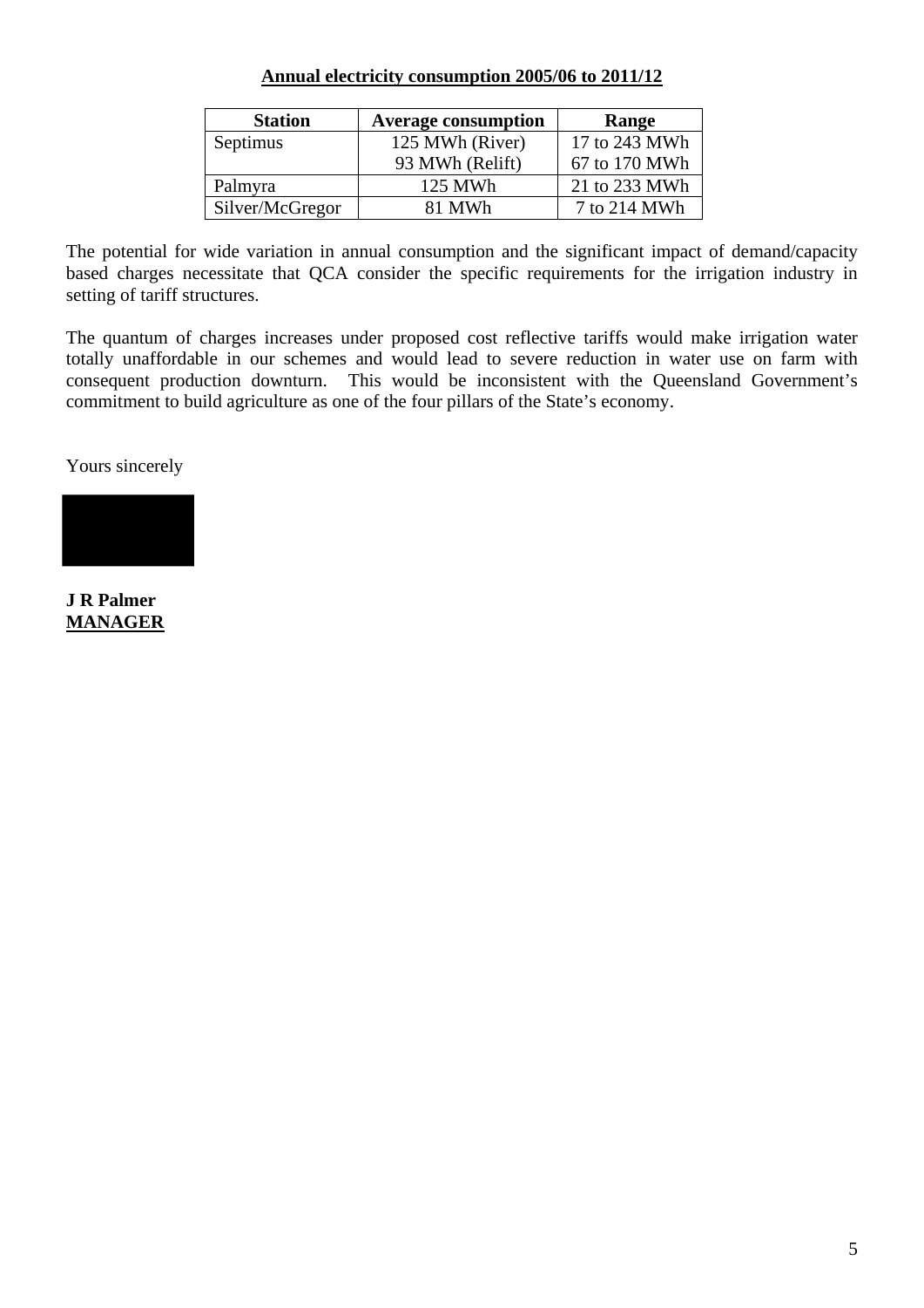**Annual electricity consumption 2005/06 to 2011/12**

| Station | Average consumption | Range |
|---|---|---|
| Septimus | 125 MWh (River)<br>93 MWh (Relift) | 17 to 243 MWh<br>67 to 170 MWh |
| Palmyra | 125 MWh | 21 to 233 MWh |
| Silver/McGregor | 81 MWh | 7 to 214 MWh |

The potential for wide variation in annual consumption and the significant impact of demand/capacity based charges necessitate that QCA consider the specific requirements for the irrigation industry in setting of tariff structures.

The quantum of charges increases under proposed cost reflective tariffs would make irrigation water totally unaffordable in our schemes and would lead to severe reduction in water use on farm with consequent production downturn. This would be inconsistent with the Queensland Government's commitment to build agriculture as one of the four pillars of the State's economy.

Yours sincerely

**J R Palmer**
**MANAGER**